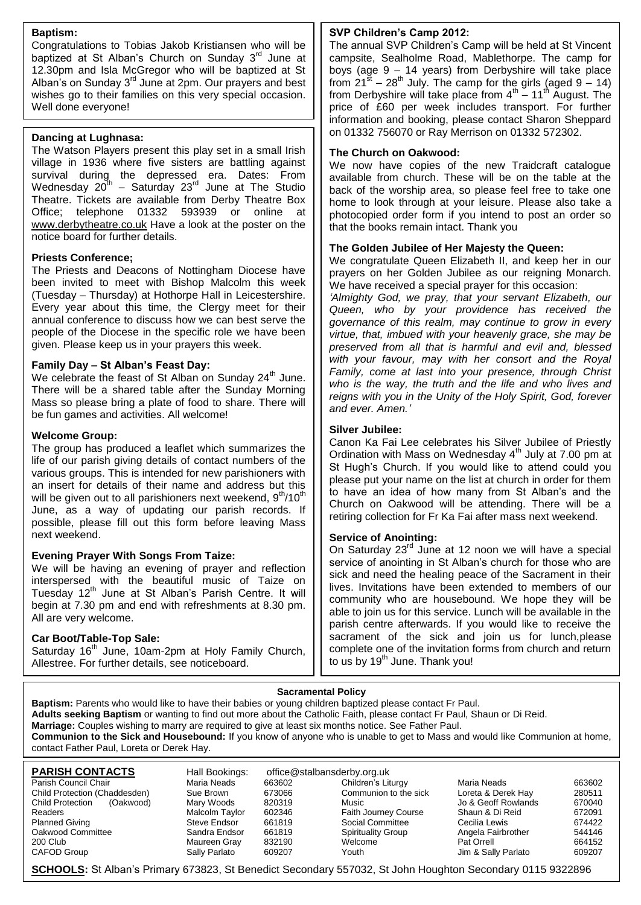## Baptism:

Congratulations to Tobias Jakob Kristiansen who will be baptized at St Alban's Church on Sunday 3rd June at 12.30pm and Isla McGregor who will be baptized at St Alban's on Sunday 3rd June at 2pm. Our prayers and best wishes go to their families on this very special occasion. Well done everyone!

## Dancing at Lughnasa:

The Watson Players present this play set in a small Irish village in 1936 where five sisters are battling against survival during the depressed era. Dates: From Wednesday 20th – Saturday 23rd June at The Studio Theatre. Tickets are available from Derby Theatre Box Office; telephone 01332 593939 or online at www.derbytheatre.co.uk Have a look at the poster on the notice board for further details.

## Priests Conference;

The Priests and Deacons of Nottingham Diocese have been invited to meet with Bishop Malcolm this week (Tuesday – Thursday) at Hothorpe Hall in Leicestershire. Every year about this time, the Clergy meet for their annual conference to discuss how we can best serve the people of the Diocese in the specific role we have been given. Please keep us in your prayers this week.

## Family Day – St Alban's Feast Day:

We celebrate the feast of St Alban on Sunday 24th June. There will be a shared table after the Sunday Morning Mass so please bring a plate of food to share. There will be fun games and activities. All welcome!

## Welcome Group:

The group has produced a leaflet which summarizes the life of our parish giving details of contact numbers of the various groups. This is intended for new parishioners with an insert for details of their name and address but this will be given out to all parishioners next weekend, 9th/10th June, as a way of updating our parish records. If possible, please fill out this form before leaving Mass next weekend.

## Evening Prayer With Songs From Taize:

We will be having an evening of prayer and reflection interspersed with the beautiful music of Taize on Tuesday 12th June at St Alban's Parish Centre. It will begin at 7.30 pm and end with refreshments at 8.30 pm. All are very welcome.

## Car Boot/Table-Top Sale:

Saturday 16th June, 10am-2pm at Holy Family Church, Allestree. For further details, see noticeboard.

## SVP Children's Camp 2012:

The annual SVP Children's Camp will be held at St Vincent campsite, Sealholme Road, Mablethorpe. The camp for boys (age 9 – 14 years) from Derbyshire will take place from 21st – 28th July. The camp for the girls (aged 9 – 14) from Derbyshire will take place from 4th – 11th August. The price of £60 per week includes transport. For further information and booking, please contact Sharon Sheppard on 01332 756070 or Ray Merrison on 01332 572302.

## The Church on Oakwood:

We now have copies of the new Traidcraft catalogue available from church. These will be on the table at the back of the worship area, so please feel free to take one home to look through at your leisure. Please also take a photocopied order form if you intend to post an order so that the books remain intact. Thank you

## The Golden Jubilee of Her Majesty the Queen:

We congratulate Queen Elizabeth II, and keep her in our prayers on her Golden Jubilee as our reigning Monarch. We have received a special prayer for this occasion:

*'Almighty God, we pray, that your servant Elizabeth, our Queen, who by your providence has received the governance of this realm, may continue to grow in every virtue, that, imbued with your heavenly grace, she may be preserved from all that is harmful and evil and, blessed with your favour, may with her consort and the Royal Family, come at last into your presence, through Christ who is the way, the truth and the life and who lives and reigns with you in the Unity of the Holy Spirit, God, forever and ever. Amen.'*

## Silver Jubilee:

Canon Ka Fai Lee celebrates his Silver Jubilee of Priestly Ordination with Mass on Wednesday 4th July at 7.00 pm at St Hugh's Church. If you would like to attend could you please put your name on the list at church in order for them to have an idea of how many from St Alban's and the Church on Oakwood will be attending. There will be a retiring collection for Fr Ka Fai after mass next weekend.

## Service of Anointing:

On Saturday 23rd June at 12 noon we will have a special service of anointing in St Alban's church for those who are sick and need the healing peace of the Sacrament in their lives. Invitations have been extended to members of our community who are housebound. We hope they will be able to join us for this service. Lunch will be available in the parish centre afterwards. If you would like to receive the sacrament of the sick and join us for lunch,please complete one of the invitation forms from church and return to us by 19th June. Thank you!

## Sacramental Policy

**Baptism:** Parents who would like to have their babies or young children baptized please contact Fr Paul.

**Adults seeking Baptism** or wanting to find out more about the Catholic Faith, please contact Fr Paul, Shaun or Di Reid.

**Marriage:** Couples wishing to marry are required to give at least six months notice. See Father Paul.

**Communion to the Sick and Housebound:** If you know of anyone who is unable to get to Mass and would like Communion at home, contact Father Paul, Loreta or Derek Hay.

## PARISH CONTACTS

Hall Bookings: office@stalbansderby.org.uk

| | | | | | |
|---|---|---|---|---|---|
| Parish Council Chair | Maria Neads | 663602 | Children's Liturgy | Maria Neads | 663602 |
| Child Protection (Chaddesden) | Sue Brown | 673066 | Communion to the sick | Loreta & Derek Hay | 280511 |
| Child Protection (Oakwood) | Mary Woods | 820319 | Music | Jo & Geoff Rowlands | 670040 |
| Readers | Malcolm Taylor | 602346 | Faith Journey Course | Shaun & Di Reid | 672091 |
| Planned Giving | Steve Endsor | 661819 | Social Committee | Cecilia Lewis | 674422 |
| Oakwood Committee | Sandra Endsor | 661819 | Spirituality Group | Angela Fairbrother | 544146 |
| 200 Club | Maureen Gray | 832190 | Welcome | Pat Orrell | 664152 |
| CAFOD Group | Sally Parlato | 609207 | Youth | Jim & Sally Parlato | 609207 |

**SCHOOLS:** St Alban's Primary 673823, St Benedict Secondary 557032, St John Houghton Secondary 0115 9322896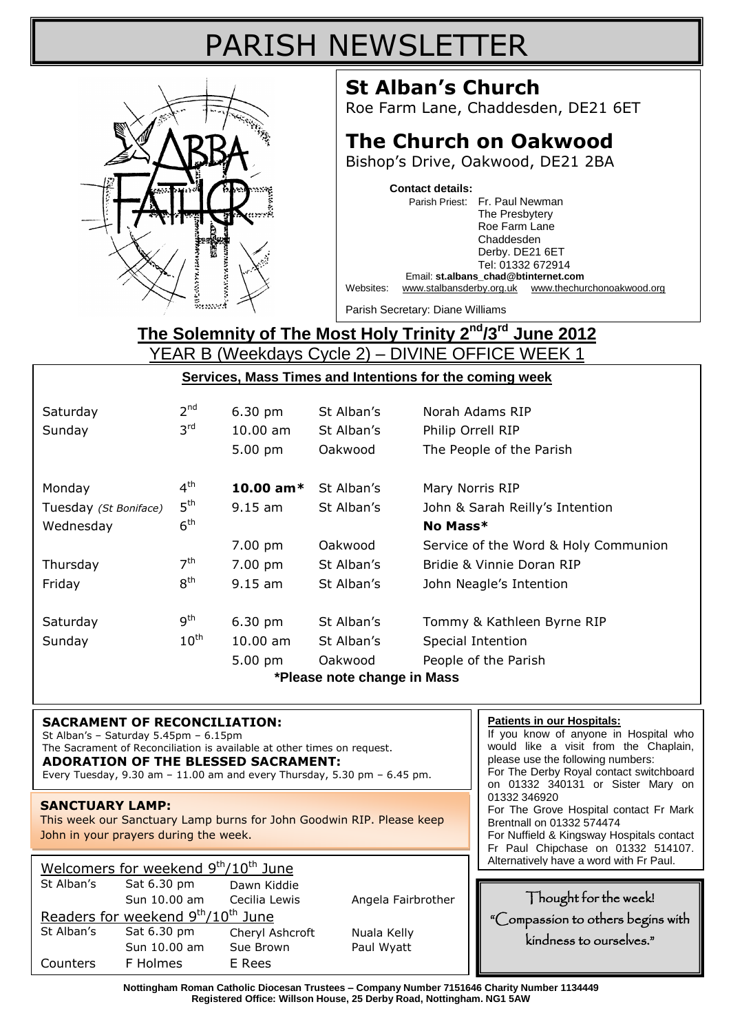# PARISH NEWSLETTER

## St Alban's Church

Roe Farm Lane, Chaddesden, DE21 6ET

## The Church on Oakwood

Bishop's Drive, Oakwood, DE21 2BA

**Contact details:**

Parish Priest: Fr. Paul Newman
The Presbytery
Roe Farm Lane
Chaddesden
Derby. DE21 6ET
Tel: 01332 672914

Email: **st.albans_chad@btinternet.com**

Websites: www.stalbansderby.org.uk www.thechurchonoakwood.org

Parish Secretary: Diane Williams

## The Solemnity of The Most Holy Trinity 2nd/3rd June 2012

YEAR B (Weekdays Cycle 2) – DIVINE OFFICE WEEK 1

### Services, Mass Times and Intentions for the coming week

| | | | | |
|---|---|---|---|---|
| Saturday | 2nd | 6.30 pm | St Alban's | Norah Adams RIP |
| Sunday | 3rd | 10.00 am | St Alban's | Philip Orrell RIP |
| | | 5.00 pm | Oakwood | The People of the Parish |
| Monday | 4th | **10.00 am*** | St Alban's | Mary Norris RIP |
| Tuesday *(St Boniface)* | 5th | 9.15 am | St Alban's | John & Sarah Reilly's Intention |
| Wednesday | 6th | | | **No Mass*** |
| | | 7.00 pm | Oakwood | Service of the Word & Holy Communion |
| Thursday | 7th | 7.00 pm | St Alban's | Bridie & Vinnie Doran RIP |
| Friday | 8th | 9.15 am | St Alban's | John Neagle's Intention |
| Saturday | 9th | 6.30 pm | St Alban's | Tommy & Kathleen Byrne RIP |
| Sunday | 10th | 10.00 am | St Alban's | Special Intention |
| | | 5.00 pm | Oakwood | People of the Parish |

**\*Please note change in Mass**

**SACRAMENT OF RECONCILIATION:**

St Alban's – Saturday 5.45pm – 6.15pm

The Sacrament of Reconciliation is available at other times on request.

**ADORATION OF THE BLESSED SACRAMENT:**

Every Tuesday, 9.30 am – 11.00 am and every Thursday, 5.30 pm – 6.45 pm.

**SANCTUARY LAMP:**

This week our Sanctuary Lamp burns for John Goodwin RIP. Please keep John in your prayers during the week.

Welcomers for weekend 9th/10th June

| | | | |
|---|---|---|---|
| St Alban's | Sat 6.30 pm | Dawn Kiddie | |
| | Sun 10.00 am | Cecilia Lewis | Angela Fairbrother |

Readers for weekend 9th/10th June

| | | | |
|---|---|---|---|
| St Alban's | Sat 6.30 pm | Cheryl Ashcroft | Nuala Kelly |
| | Sun 10.00 am | Sue Brown | Paul Wyatt |
| Counters | F Holmes | E Rees | |

**Patients in our Hospitals:**

If you know of anyone in Hospital who would like a visit from the Chaplain, please use the following numbers:

For The Derby Royal contact switchboard on 01332 340131 or Sister Mary on 01332 346920

For The Grove Hospital contact Fr Mark Brentnall on 01332 574474

For Nuffield & Kingsway Hospitals contact Fr Paul Chipchase on 01332 514107. Alternatively have a word with Fr Paul.

Thought for the week!

"Compassion to others begins with kindness to ourselves."

**Nottingham Roman Catholic Diocesan Trustees – Company Number 7151646 Charity Number 1134449**
**Registered Office: Willson House, 25 Derby Road, Nottingham. NG1 5AW**